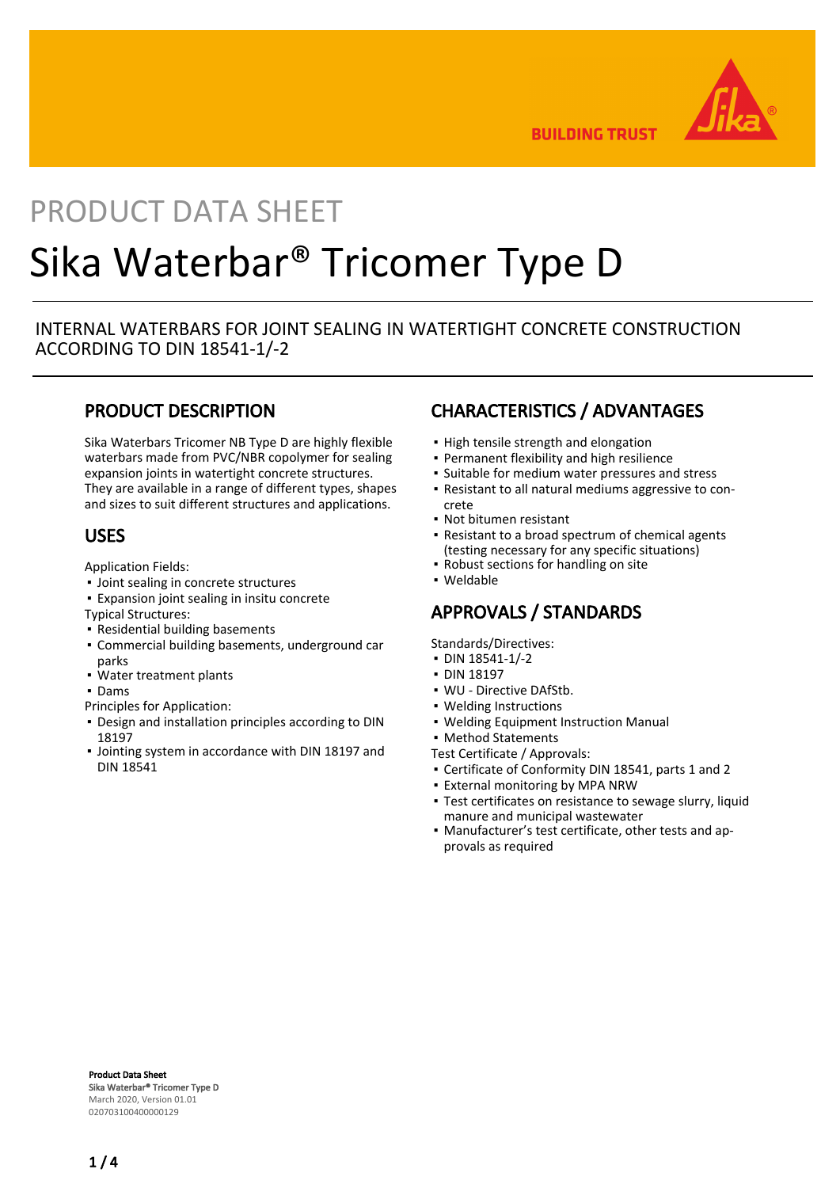PRODUCT DATA SHEET

# Sika Waterbar® Tricomer Type D

INTERNAL WATERBARS FOR JOINT SEALING IN WATERTIGHT CONCRETE CONSTRUCTION ACCORDING TO DIN 18541-1/-2

## PRODUCT DESCRIPTION

Sika Waterbars Tricomer NB Type D are highly flexible waterbars made from PVC/NBR copolymer for sealing expansion joints in watertight concrete structures. They are available in a range of different types, shapes and sizes to suit different structures and applications.

## USES

Application Fields:
- Joint sealing in concrete structures
- Expansion joint sealing in insitu concrete

Typical Structures:
- Residential building basements
- Commercial building basements, underground car parks
- Water treatment plants
- Dams

Principles for Application:
- Design and installation principles according to DIN 18197
- Jointing system in accordance with DIN 18197 and DIN 18541

## CHARACTERISTICS / ADVANTAGES

- High tensile strength and elongation
- Permanent flexibility and high resilience
- Suitable for medium water pressures and stress
- Resistant to all natural mediums aggressive to concrete
- Not bitumen resistant
- Resistant to a broad spectrum of chemical agents (testing necessary for any specific situations)
- Robust sections for handling on site
- Weldable

## APPROVALS / STANDARDS

Standards/Directives:
- DIN 18541-1/-2
- DIN 18197
- WU - Directive DAfStb.
- Welding Instructions
- Welding Equipment Instruction Manual
- Method Statements

Test Certificate / Approvals:
- Certificate of Conformity DIN 18541, parts 1 and 2
- External monitoring by MPA NRW
- Test certificates on resistance to sewage slurry, liquid manure and municipal wastewater
- Manufacturer's test certificate, other tests and approvals as required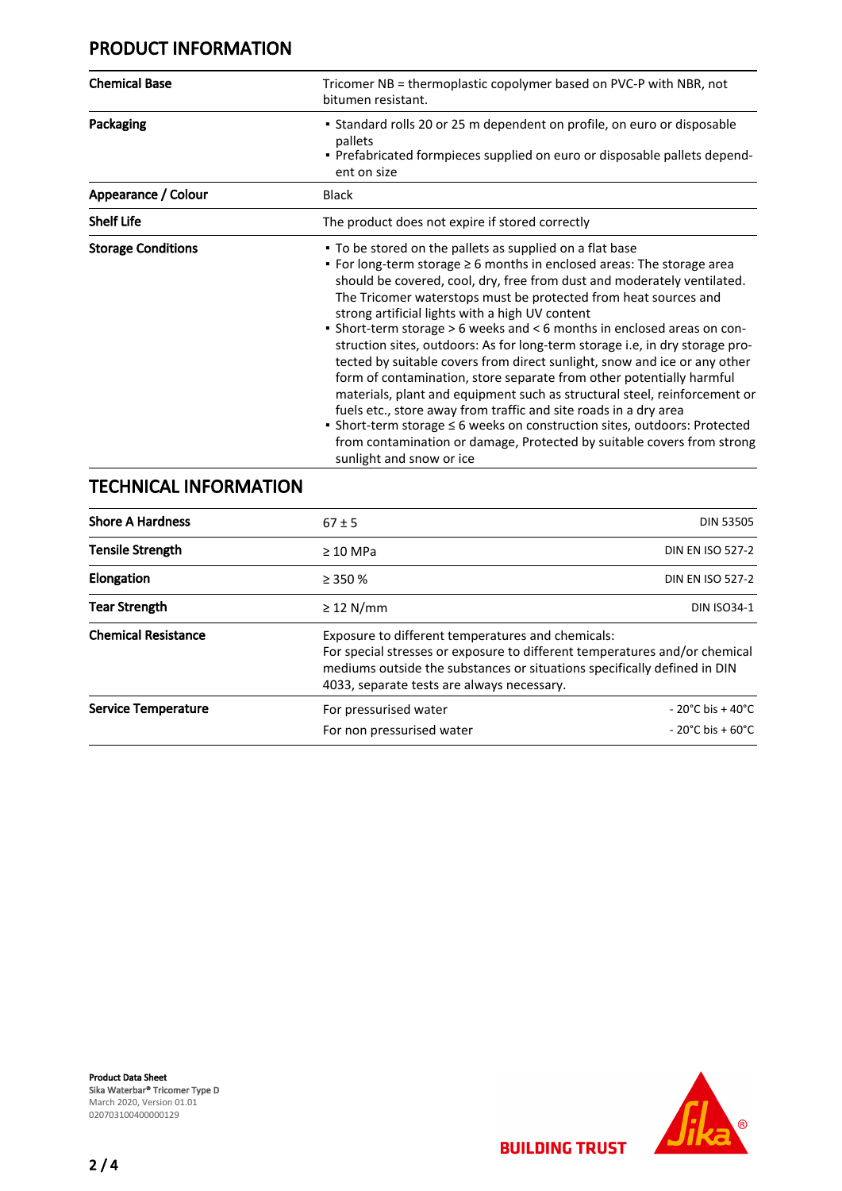## PRODUCT INFORMATION

| | |
|---|---|
| **Chemical Base** | Tricomer NB = thermoplastic copolymer based on PVC-P with NBR, not bitumen resistant. |
| **Packaging** | ▪ Standard rolls 20 or 25 m dependent on profile, on euro or disposable pallets<br>▪ Prefabricated formpieces supplied on euro or disposable pallets dependent on size |
| **Appearance / Colour** | Black |
| **Shelf Life** | The product does not expire if stored correctly |
| **Storage Conditions** | ▪ To be stored on the pallets as supplied on a flat base<br>▪ For long-term storage ≥ 6 months in enclosed areas: The storage area should be covered, cool, dry, free from dust and moderately ventilated. The Tricomer waterstops must be protected from heat sources and strong artificial lights with a high UV content<br>▪ Short-term storage > 6 weeks and < 6 months in enclosed areas on construction sites, outdoors: As for long-term storage i.e, in dry storage protected by suitable covers from direct sunlight, snow and ice or any other form of contamination, store separate from other potentially harmful materials, plant and equipment such as structural steel, reinforcement or fuels etc., store away from traffic and site roads in a dry area<br>▪ Short-term storage ≤ 6 weeks on construction sites, outdoors: Protected from contamination or damage, Protected by suitable covers from strong sunlight and snow or ice |

## TECHNICAL INFORMATION

| | | |
|---|---|---|
| **Shore A Hardness** | 67 ± 5 | DIN 53505 |
| **Tensile Strength** | ≥ 10 MPa | DIN EN ISO 527-2 |
| **Elongation** | ≥ 350 % | DIN EN ISO 527-2 |
| **Tear Strength** | ≥ 12 N/mm | DIN ISO34-1 |
| **Chemical Resistance** | Exposure to different temperatures and chemicals:<br>For special stresses or exposure to different temperatures and/or chemical mediums outside the substances or situations specifically defined in DIN 4033, separate tests are always necessary. | |
| **Service Temperature** | For pressurised water | - 20°C bis + 40°C |
| | For non pressurised water | - 20°C bis + 60°C |

**Product Data Sheet**
Sika Waterbar® Tricomer Type D
March 2020, Version 01.01
020703100400000129

BUILDING TRUST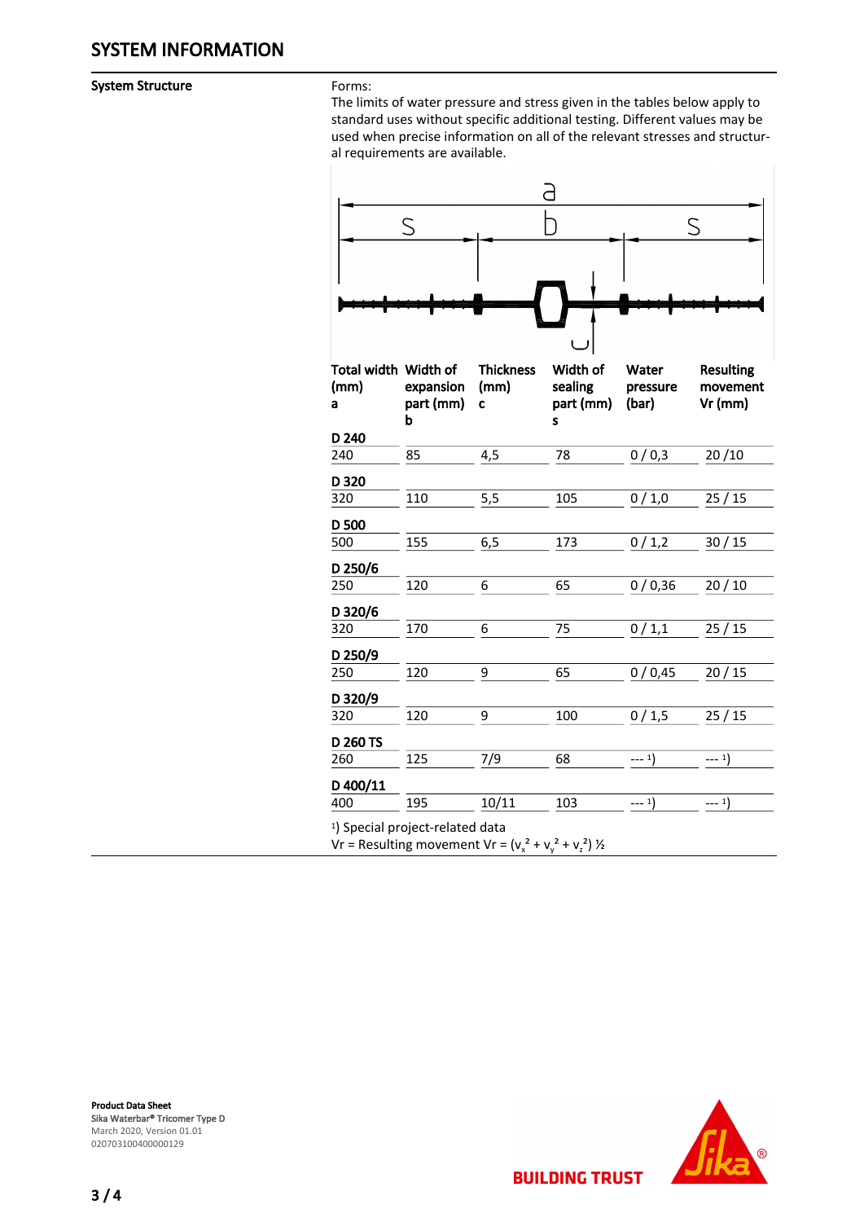## SYSTEM INFORMATION

### System Structure

Forms:
The limits of water pressure and stress given in the tables below apply to standard uses without specific additional testing. Different values may be used when precise information on all of the relevant stresses and structural requirements are available.

| Total width (mm) a | Width of expansion part (mm) b | Thickness (mm) c | Width of sealing part (mm) s | Water pressure (bar) | Resulting movement Vr (mm) |
|---|---|---|---|---|---|
| **D 240** | | | | | |
| 240 | 85 | 4,5 | 78 | 0 / 0,3 | 20 /10 |
| **D 320** | | | | | |
| 320 | 110 | 5,5 | 105 | 0 / 1,0 | 25 / 15 |
| **D 500** | | | | | |
| 500 | 155 | 6,5 | 173 | 0 / 1,2 | 30 / 15 |
| **D 250/6** | | | | | |
| 250 | 120 | 6 | 65 | 0 / 0,36 | 20 / 10 |
| **D 320/6** | | | | | |
| 320 | 170 | 6 | 75 | 0 / 1,1 | 25 / 15 |
| **D 250/9** | | | | | |
| 250 | 120 | 9 | 65 | 0 / 0,45 | 20 / 15 |
| **D 320/9** | | | | | |
| 320 | 120 | 9 | 100 | 0 / 1,5 | 25 / 15 |
| **D 260 TS** | | | | | |
| 260 | 125 | 7/9 | 68 | --- [1] | --- [1] |
| **D 400/11** | | | | | |
| 400 | 195 | 10/11 | 103 | --- [1] | --- [1] |

[1]) Special project-related data

Vr = Resulting movement Vr = $(v_x^2 + v_y^2 + v_z^2)^{½}$

**Product Data Sheet**
Sika Waterbar® Tricomer Type D
March 2020, Version 01.01
020703100400000129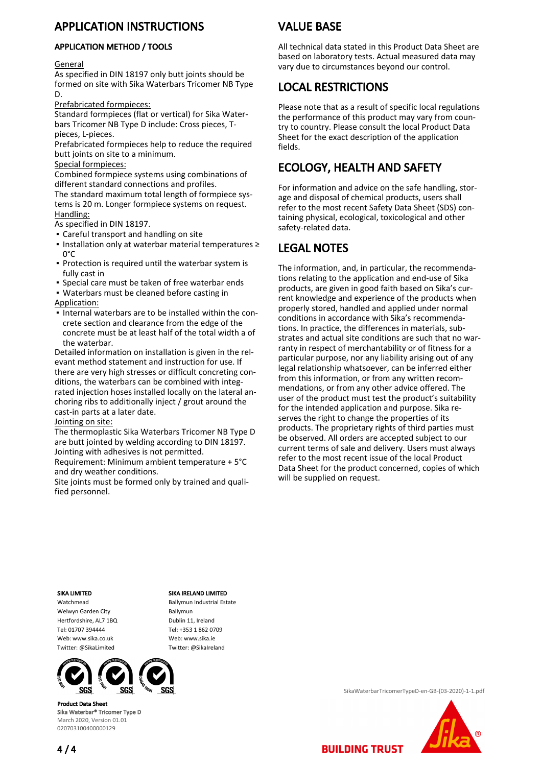## APPLICATION INSTRUCTIONS

### APPLICATION METHOD / TOOLS

General

As specified in DIN 18197 only butt joints should be formed on site with Sika Waterbars Tricomer NB Type D.

Prefabricated formpieces:

Standard formpieces (flat or vertical) for Sika Waterbars Tricomer NB Type D include: Cross pieces, T-pieces, L-pieces.

Prefabricated formpieces help to reduce the required butt joints on site to a minimum.

Special formpieces:

Combined formpiece systems using combinations of different standard connections and profiles.

The standard maximum total length of formpiece systems is 20 m. Longer formpiece systems on request.

Handling:

As specified in DIN 18197.

- Careful transport and handling on site
- Installation only at waterbar material temperatures ≥ 0°C
- Protection is required until the waterbar system is fully cast in
- Special care must be taken of free waterbar ends
- Waterbars must be cleaned before casting in

Application:

- Internal waterbars are to be installed within the concrete section and clearance from the edge of the concrete must be at least half of the total width a of the waterbar.

Detailed information on installation is given in the relevant method statement and instruction for use. If there are very high stresses or difficult concreting conditions, the waterbars can be combined with integrated injection hoses installed locally on the lateral anchoring ribs to additionally inject / grout around the cast-in parts at a later date.

Jointing on site:

The thermoplastic Sika Waterbars Tricomer NB Type D are butt jointed by welding according to DIN 18197. Jointing with adhesives is not permitted.

Requirement: Minimum ambient temperature + 5°C and dry weather conditions.

Site joints must be formed only by trained and qualified personnel.

## VALUE BASE

All technical data stated in this Product Data Sheet are based on laboratory tests. Actual measured data may vary due to circumstances beyond our control.

## LOCAL RESTRICTIONS

Please note that as a result of specific local regulations the performance of this product may vary from country to country. Please consult the local Product Data Sheet for the exact description of the application fields.

## ECOLOGY, HEALTH AND SAFETY

For information and advice on the safe handling, storage and disposal of chemical products, users shall refer to the most recent Safety Data Sheet (SDS) containing physical, ecological, toxicological and other safety-related data.

## LEGAL NOTES

The information, and, in particular, the recommendations relating to the application and end-use of Sika products, are given in good faith based on Sika's current knowledge and experience of the products when properly stored, handled and applied under normal conditions in accordance with Sika's recommendations. In practice, the differences in materials, substrates and actual site conditions are such that no warranty in respect of merchantability or of fitness for a particular purpose, nor any liability arising out of any legal relationship whatsoever, can be inferred either from this information, or from any written recommendations, or from any other advice offered. The user of the product must test the product's suitability for the intended application and purpose. Sika reserves the right to change the properties of its products. The proprietary rights of third parties must be observed. All orders are accepted subject to our current terms of sale and delivery. Users must always refer to the most recent issue of the local Product Data Sheet for the product concerned, copies of which will be supplied on request.

**SIKA LIMITED**
Watchmead
Welwyn Garden City
Hertfordshire, AL7 1BQ
Tel: 01707 394444
Web: www.sika.co.uk
Twitter: @SikaLimited

**SIKA IRELAND LIMITED**
Ballymun Industrial Estate
Ballymun
Dublin 11, Ireland
Tel: +353 1 862 0709
Web: www.sika.ie
Twitter: @SikaIreland

SikaWaterbarTricomerTypeD-en-GB-(03-2020)-1-1.pdf